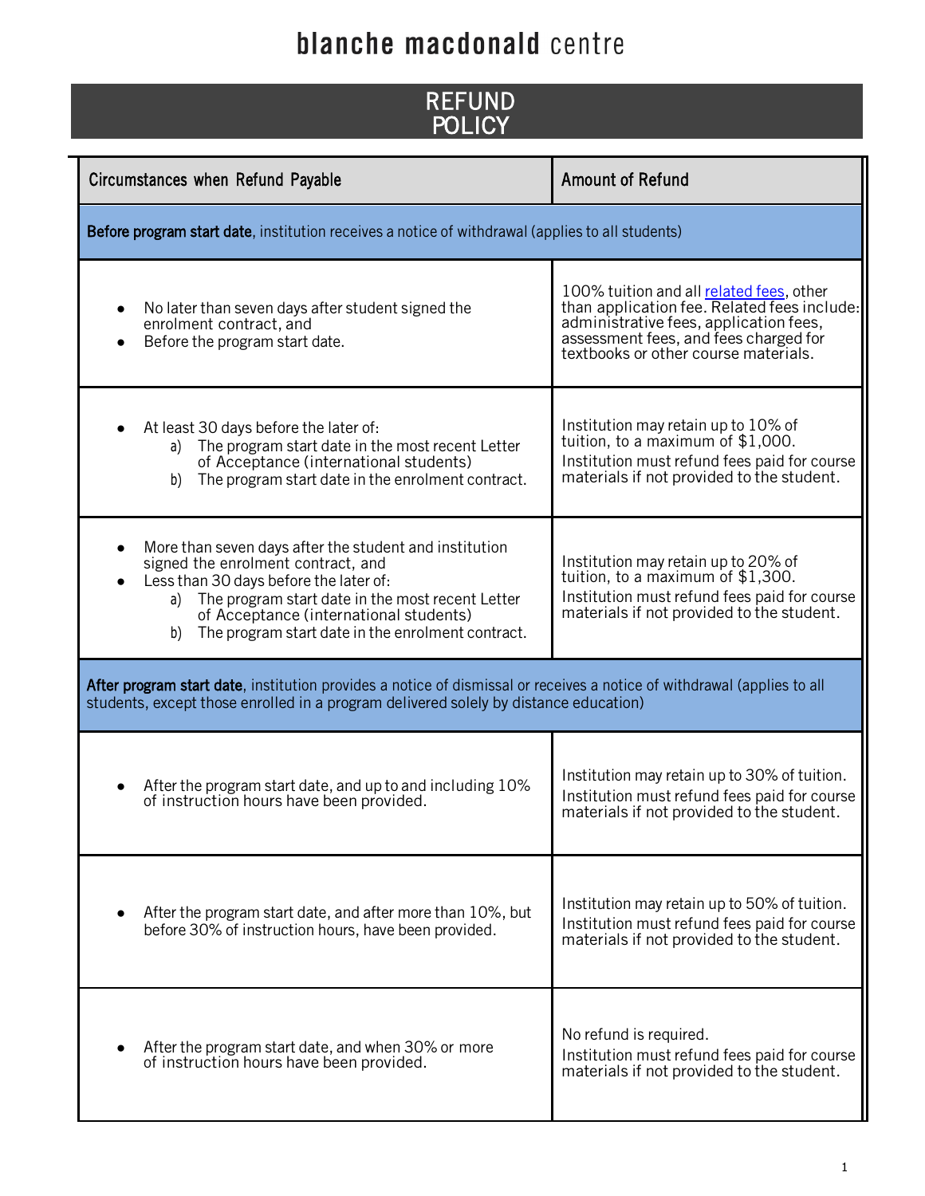# blanche macdonald centre

## REFUND POLICY

| Circumstances when Refund Payable | Amount of Refund |
|---|---|
| **Before program start date**, institution receives a notice of withdrawal (applies to all students) | |
| • No later than seven days after student signed the enrolment contract, and<br>• Before the program start date. | 100% tuition and all related fees, other than application fee. Related fees include: administrative fees, application fees, assessment fees, and fees charged for textbooks or other course materials. |
| • At least 30 days before the later of:<br>a) The program start date in the most recent Letter of Acceptance (international students)<br>b) The program start date in the enrolment contract. | Institution may retain up to 10% of tuition, to a maximum of $1,000. Institution must refund fees paid for course materials if not provided to the student. |
| • More than seven days after the student and institution signed the enrolment contract, and<br>• Less than 30 days before the later of:<br>a) The program start date in the most recent Letter of Acceptance (international students)<br>b) The program start date in the enrolment contract. | Institution may retain up to 20% of tuition, to a maximum of $1,300. Institution must refund fees paid for course materials if not provided to the student. |
| **After program start date**, institution provides a notice of dismissal or receives a notice of withdrawal (applies to all students, except those enrolled in a program delivered solely by distance education) | |
| • After the program start date, and up to and including 10% of instruction hours have been provided. | Institution may retain up to 30% of tuition. Institution must refund fees paid for course materials if not provided to the student. |
| • After the program start date, and after more than 10%, but before 30% of instruction hours, have been provided. | Institution may retain up to 50% of tuition. Institution must refund fees paid for course materials if not provided to the student. |
| • After the program start date, and when 30% or more of instruction hours have been provided. | No refund is required. Institution must refund fees paid for course materials if not provided to the student. |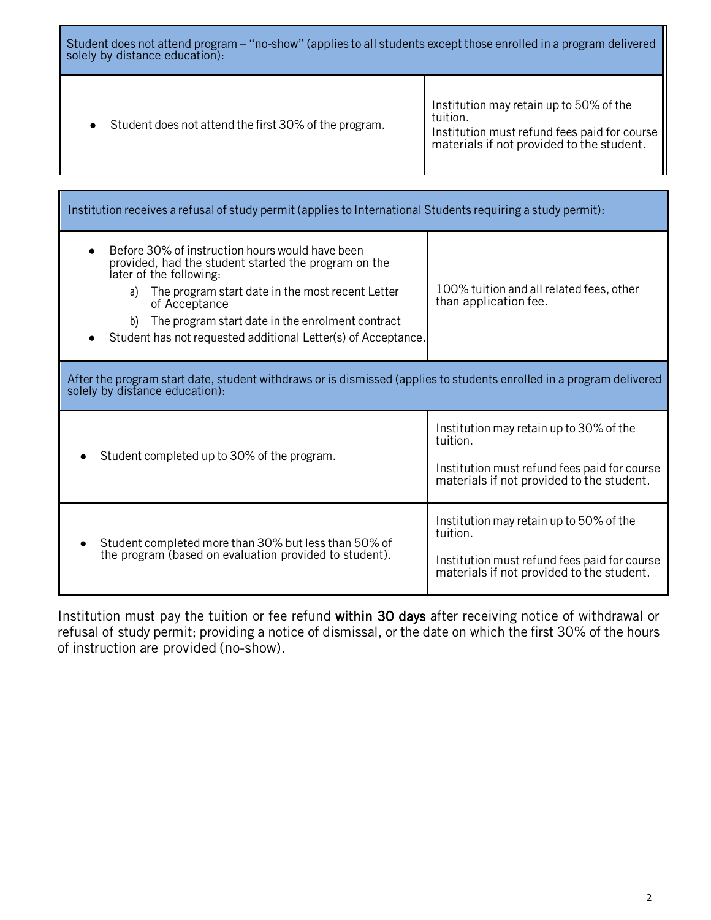| Student does not attend program – "no-show" (applies to all students except those enrolled in a program delivered solely by distance education): | |
|---|---|
| • Student does not attend the first 30% of the program. | Institution may retain up to 50% of the tuition.<br>Institution must refund fees paid for course materials if not provided to the student. |

| Institution receives a refusal of study permit (applies to International Students requiring a study permit): | |
|---|---|
| • Before 30% of instruction hours would have been provided, had the student started the program on the later of the following:<br>a) The program start date in the most recent Letter of Acceptance<br>b) The program start date in the enrolment contract<br>• Student has not requested additional Letter(s) of Acceptance. | 100% tuition and all related fees, other than application fee. |
| **After the program start date, student withdraws or is dismissed (applies to students enrolled in a program delivered solely by distance education):** | |
| • Student completed up to 30% of the program. | Institution may retain up to 30% of the tuition.<br><br>Institution must refund fees paid for course materials if not provided to the student. |
| • Student completed more than 30% but less than 50% of the program (based on evaluation provided to student). | Institution may retain up to 50% of the tuition.<br><br>Institution must refund fees paid for course materials if not provided to the student. |

Institution must pay the tuition or fee refund **within 30 days** after receiving notice of withdrawal or refusal of study permit; providing a notice of dismissal, or the date on which the first 30% of the hours of instruction are provided (no-show).